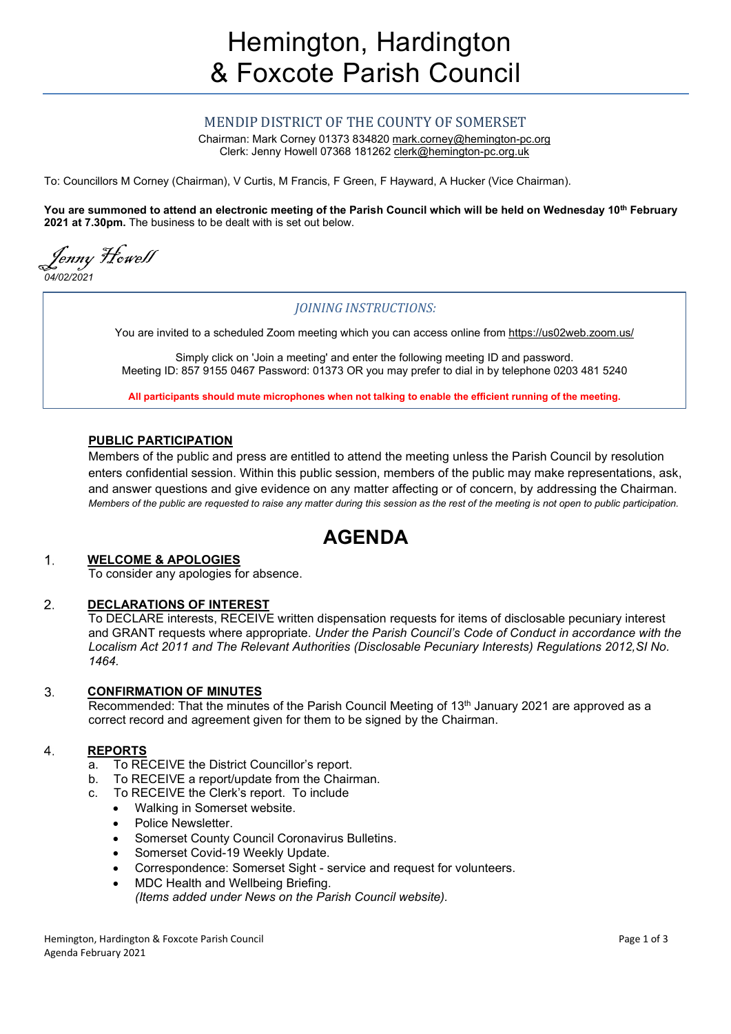# Hemington, Hardington & Foxcote Parish Council

## MENDIP DISTRICT OF THE COUNTY OF SOMERSET

Chairman: Mark Corney 01373 834820 mark.corney@hemington-pc.org
Clerk: Jenny Howell 07368 181262 clerk@hemington-pc.org.uk

To: Councillors M Corney (Chairman), V Curtis, M Francis, F Green, F Hayward, A Hucker (Vice Chairman).

**You are summoned to attend an electronic meeting of the Parish Council which will be held on Wednesday 10th February 2021 at 7.30pm.** The business to be dealt with is set out below.

*Jenny Howell*

*04/02/2021*

*JOINING INSTRUCTIONS:*

You are invited to a scheduled Zoom meeting which you can access online from https://us02web.zoom.us/

Simply click on 'Join a meeting' and enter the following meeting ID and password.
Meeting ID: 857 9155 0467 Password: 01373 OR you may prefer to dial in by telephone 0203 481 5240

**All participants should mute microphones when not talking to enable the efficient running of the meeting.**

**PUBLIC PARTICIPATION**

Members of the public and press are entitled to attend the meeting unless the Parish Council by resolution enters confidential session. Within this public session, members of the public may make representations, ask, and answer questions and give evidence on any matter affecting or of concern, by addressing the Chairman.
*Members of the public are requested to raise any matter during this session as the rest of the meeting is not open to public participation.*

# AGENDA

1. **WELCOME & APOLOGIES**
   To consider any apologies for absence.

2. **DECLARATIONS OF INTEREST**
   To DECLARE interests, RECEIVE written dispensation requests for items of disclosable pecuniary interest and GRANT requests where appropriate. *Under the Parish Council's Code of Conduct in accordance with the Localism Act 2011 and The Relevant Authorities (Disclosable Pecuniary Interests) Regulations 2012,SI No. 1464.*

3. **CONFIRMATION OF MINUTES**
   Recommended: That the minutes of the Parish Council Meeting of 13th January 2021 are approved as a correct record and agreement given for them to be signed by the Chairman.

4. **REPORTS**
   a. To RECEIVE the District Councillor's report.
   b. To RECEIVE a report/update from the Chairman.
   c. To RECEIVE the Clerk's report. To include
      - Walking in Somerset website.
      - Police Newsletter.
      - Somerset County Council Coronavirus Bulletins.
      - Somerset Covid-19 Weekly Update.
      - Correspondence: Somerset Sight - service and request for volunteers.
      - MDC Health and Wellbeing Briefing.
        *(Items added under News on the Parish Council website).*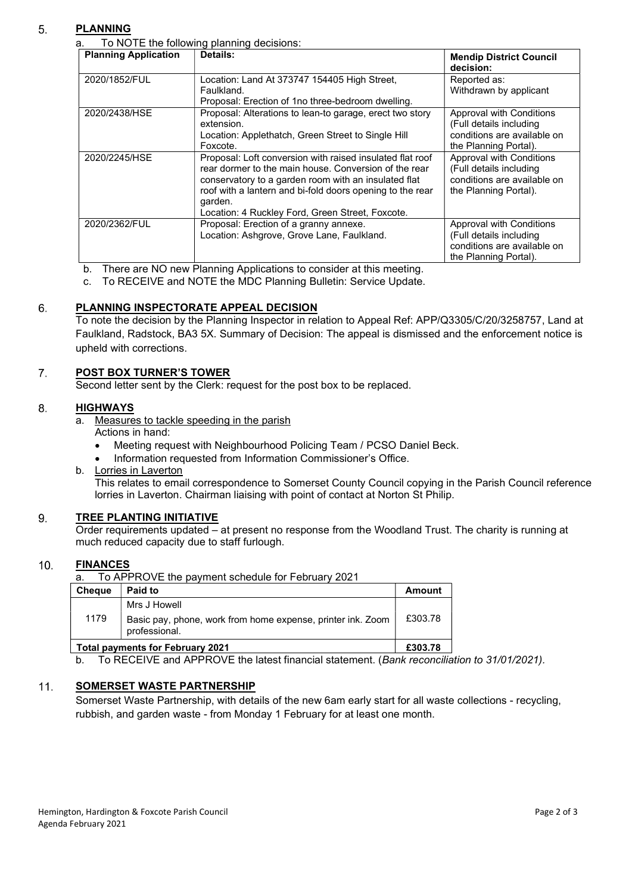## 5. PLANNING

a. To NOTE the following planning decisions:

| Planning Application | Details: | Mendip District Council decision: |
|---|---|---|
| 2020/1852/FUL | Location: Land At 373747 154405 High Street, Faulkland. Proposal: Erection of 1no three-bedroom dwelling. | Reported as: Withdrawn by applicant |
| 2020/2438/HSE | Proposal: Alterations to lean-to garage, erect two story extension. Location: Applethatch, Green Street to Single Hill Foxcote. | Approval with Conditions (Full details including conditions are available on the Planning Portal). |
| 2020/2245/HSE | Proposal: Loft conversion with raised insulated flat roof rear dormer to the main house. Conversion of the rear conservatory to a garden room with an insulated flat roof with a lantern and bi-fold doors opening to the rear garden. Location: 4 Ruckley Ford, Green Street, Foxcote. | Approval with Conditions (Full details including conditions are available on the Planning Portal). |
| 2020/2362/FUL | Proposal: Erection of a granny annexe. Location: Ashgrove, Grove Lane, Faulkland. | Approval with Conditions (Full details including conditions are available on the Planning Portal). |

b. There are NO new Planning Applications to consider at this meeting.

c. To RECEIVE and NOTE the MDC Planning Bulletin: Service Update.

## 6. PLANNING INSPECTORATE APPEAL DECISION

To note the decision by the Planning Inspector in relation to Appeal Ref: APP/Q3305/C/20/3258757, Land at Faulkland, Radstock, BA3 5X. Summary of Decision: The appeal is dismissed and the enforcement notice is upheld with corrections.

## 7. POST BOX TURNER'S TOWER

Second letter sent by the Clerk: request for the post box to be replaced.

## 8. HIGHWAYS

a. Measures to tackle speeding in the parish

Actions in hand:

- Meeting request with Neighbourhood Policing Team / PCSO Daniel Beck.
- Information requested from Information Commissioner's Office.

b. Lorries in Laverton

This relates to email correspondence to Somerset County Council copying in the Parish Council reference lorries in Laverton. Chairman liaising with point of contact at Norton St Philip.

## 9. TREE PLANTING INITIATIVE

Order requirements updated – at present no response from the Woodland Trust. The charity is running at much reduced capacity due to staff furlough.

## 10. FINANCES

a. To APPROVE the payment schedule for February 2021

| Cheque | Paid to | Amount |
|---|---|---|
| 1179 | Mrs J Howell<br>Basic pay, phone, work from home expense, printer ink. Zoom professional. | £303.78 |
| **Total payments for February 2021** | | **£303.78** |

b. To RECEIVE and APPROVE the latest financial statement. (*Bank reconciliation to 31/01/2021).*

## 11. SOMERSET WASTE PARTNERSHIP

Somerset Waste Partnership, with details of the new 6am early start for all waste collections - recycling, rubbish, and garden waste - from Monday 1 February for at least one month.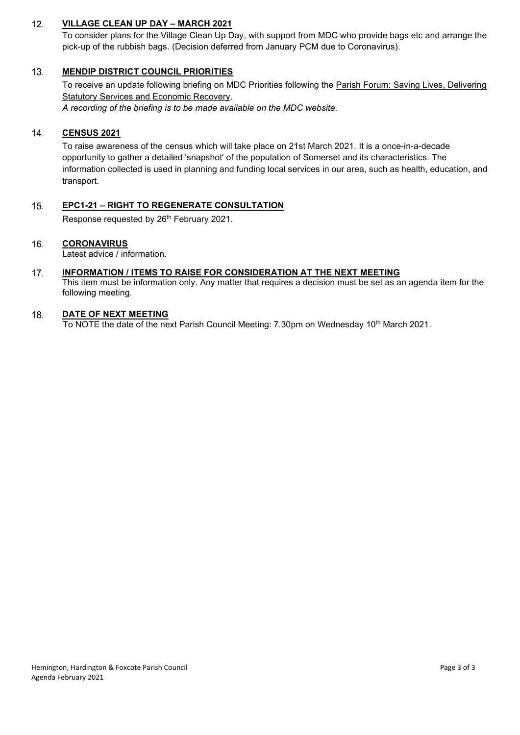## 12. VILLAGE CLEAN UP DAY – MARCH 2021

To consider plans for the Village Clean Up Day, with support from MDC who provide bags etc and arrange the pick-up of the rubbish bags. (Decision deferred from January PCM due to Coronavirus).

## 13. MENDIP DISTRICT COUNCIL PRIORITIES

To receive an update following briefing on MDC Priorities following the Parish Forum: Saving Lives, Delivering Statutory Services and Economic Recovery.

*A recording of the briefing is to be made available on the MDC website.*

## 14. CENSUS 2021

To raise awareness of the census which will take place on 21st March 2021. It is a once-in-a-decade opportunity to gather a detailed 'snapshot' of the population of Somerset and its characteristics. The information collected is used in planning and funding local services in our area, such as health, education, and transport.

## 15. EPC1-21 – RIGHT TO REGENERATE CONSULTATION

Response requested by 26th February 2021.

## 16. CORONAVIRUS

Latest advice / information.

## 17. INFORMATION / ITEMS TO RAISE FOR CONSIDERATION AT THE NEXT MEETING

This item must be information only. Any matter that requires a decision must be set as an agenda item for the following meeting.

## 18. DATE OF NEXT MEETING

To NOTE the date of the next Parish Council Meeting: 7.30pm on Wednesday 10th March 2021.